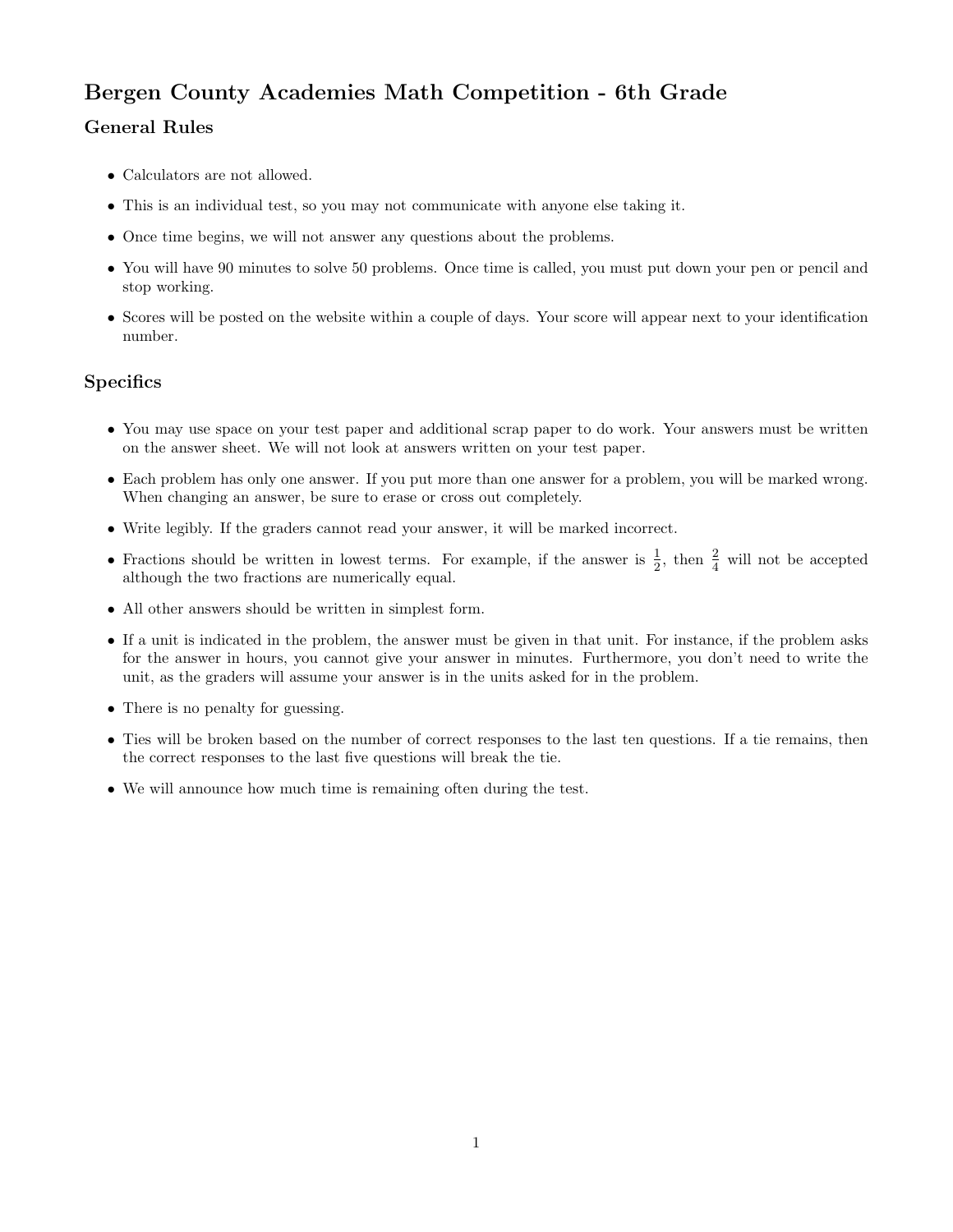# Bergen County Academies Math Competition - 6th Grade

## General Rules

- Calculators are not allowed.
- This is an individual test, so you may not communicate with anyone else taking it.
- Once time begins, we will not answer any questions about the problems.
- You will have 90 minutes to solve 50 problems. Once time is called, you must put down your pen or pencil and stop working.
- Scores will be posted on the website within a couple of days. Your score will appear next to your identification number.

## Specifics

- You may use space on your test paper and additional scrap paper to do work. Your answers must be written on the answer sheet. We will not look at answers written on your test paper.
- Each problem has only one answer. If you put more than one answer for a problem, you will be marked wrong. When changing an answer, be sure to erase or cross out completely.
- Write legibly. If the graders cannot read your answer, it will be marked incorrect.
- Fractions should be written in lowest terms. For example, if the answer is $\frac{1}{2}$, then $\frac{2}{4}$ will not be accepted although the two fractions are numerically equal.
- All other answers should be written in simplest form.
- If a unit is indicated in the problem, the answer must be given in that unit. For instance, if the problem asks for the answer in hours, you cannot give your answer in minutes. Furthermore, you don't need to write the unit, as the graders will assume your answer is in the units asked for in the problem.
- There is no penalty for guessing.
- Ties will be broken based on the number of correct responses to the last ten questions. If a tie remains, then the correct responses to the last five questions will break the tie.
- We will announce how much time is remaining often during the test.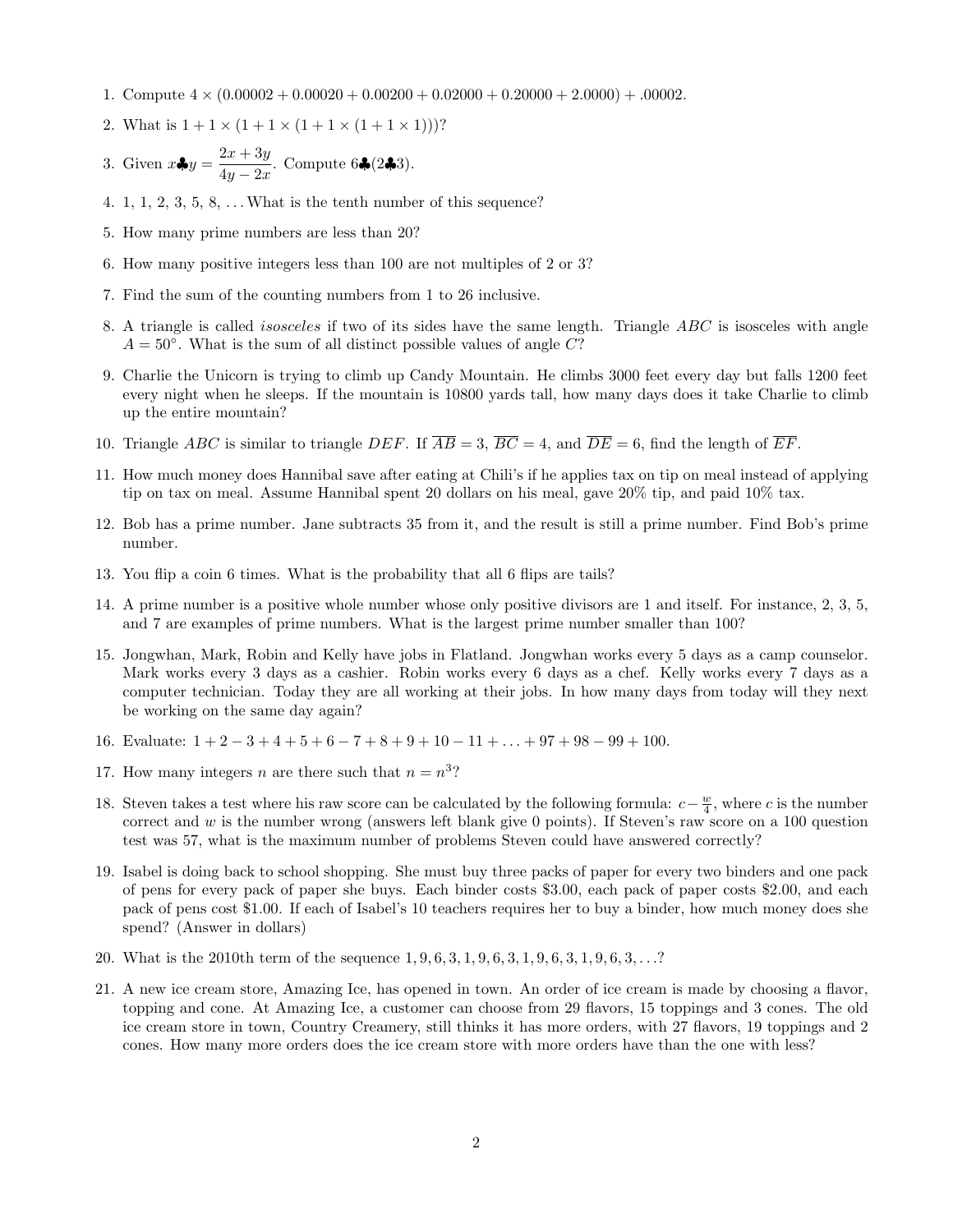1. Compute $4 \times (0.00002 + 0.00020 + 0.00200 + 0.02000 + 0.20000 + 2.0000) + .00002$.

2. What is $1 + 1 \times (1 + 1 \times (1 + 1 \times (1 + 1 \times 1)))$?

3. Given $x♣y = \dfrac{2x + 3y}{4y - 2x}$. Compute $6♣(2♣3)$.

4. 1, 1, 2, 3, 5, 8, ... What is the tenth number of this sequence?

5. How many prime numbers are less than 20?

6. How many positive integers less than 100 are not multiples of 2 or 3?

7. Find the sum of the counting numbers from 1 to 26 inclusive.

8. A triangle is called *isosceles* if two of its sides have the same length. Triangle $ABC$ is isosceles with angle $A = 50°$. What is the sum of all distinct possible values of angle $C$?

9. Charlie the Unicorn is trying to climb up Candy Mountain. He climbs 3000 feet every day but falls 1200 feet every night when he sleeps. If the mountain is 10800 yards tall, how many days does it take Charlie to climb up the entire mountain?

10. Triangle $ABC$ is similar to triangle $DEF$. If $\overline{AB} = 3$, $\overline{BC} = 4$, and $\overline{DE} = 6$, find the length of $\overline{EF}$.

11. How much money does Hannibal save after eating at Chili's if he applies tax on tip on meal instead of applying tip on tax on meal. Assume Hannibal spent 20 dollars on his meal, gave 20% tip, and paid 10% tax.

12. Bob has a prime number. Jane subtracts 35 from it, and the result is still a prime number. Find Bob's prime number.

13. You flip a coin 6 times. What is the probability that all 6 flips are tails?

14. A prime number is a positive whole number whose only positive divisors are 1 and itself. For instance, 2, 3, 5, and 7 are examples of prime numbers. What is the largest prime number smaller than 100?

15. Jongwhan, Mark, Robin and Kelly have jobs in Flatland. Jongwhan works every 5 days as a camp counselor. Mark works every 3 days as a cashier. Robin works every 6 days as a chef. Kelly works every 7 days as a computer technician. Today they are all working at their jobs. In how many days from today will they next be working on the same day again?

16. Evaluate: $1 + 2 - 3 + 4 + 5 + 6 - 7 + 8 + 9 + 10 - 11 + \ldots + 97 + 98 - 99 + 100$.

17. How many integers $n$ are there such that $n = n^3$?

18. Steven takes a test where his raw score can be calculated by the following formula: $c - \frac{w}{4}$, where $c$ is the number correct and $w$ is the number wrong (answers left blank give 0 points). If Steven's raw score on a 100 question test was 57, what is the maximum number of problems Steven could have answered correctly?

19. Isabel is doing back to school shopping. She must buy three packs of paper for every two binders and one pack of pens for every pack of paper she buys. Each binder costs \$3.00, each pack of paper costs \$2.00, and each pack of pens cost \$1.00. If each of Isabel's 10 teachers requires her to buy a binder, how much money does she spend? (Answer in dollars)

20. What is the 2010th term of the sequence $1, 9, 6, 3, 1, 9, 6, 3, 1, 9, 6, 3, 1, 9, 6, 3, \ldots$?

21. A new ice cream store, Amazing Ice, has opened in town. An order of ice cream is made by choosing a flavor, topping and cone. At Amazing Ice, a customer can choose from 29 flavors, 15 toppings and 3 cones. The old ice cream store in town, Country Creamery, still thinks it has more orders, with 27 flavors, 19 toppings and 2 cones. How many more orders does the ice cream store with more orders have than the one with less?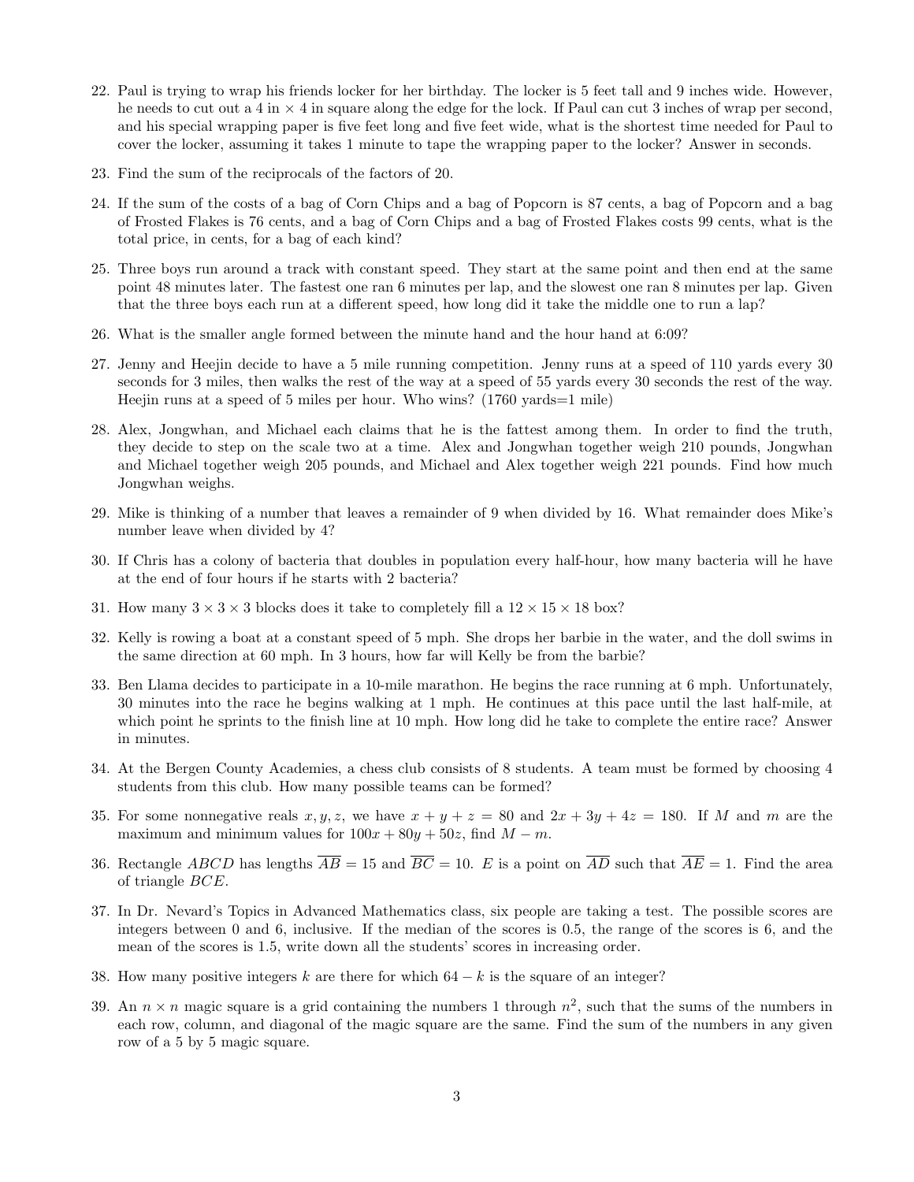22. Paul is trying to wrap his friends locker for her birthday. The locker is 5 feet tall and 9 inches wide. However, he needs to cut out a 4 in $\times$ 4 in square along the edge for the lock. If Paul can cut 3 inches of wrap per second, and his special wrapping paper is five feet long and five feet wide, what is the shortest time needed for Paul to cover the locker, assuming it takes 1 minute to tape the wrapping paper to the locker? Answer in seconds.

23. Find the sum of the reciprocals of the factors of 20.

24. If the sum of the costs of a bag of Corn Chips and a bag of Popcorn is 87 cents, a bag of Popcorn and a bag of Frosted Flakes is 76 cents, and a bag of Corn Chips and a bag of Frosted Flakes costs 99 cents, what is the total price, in cents, for a bag of each kind?

25. Three boys run around a track with constant speed. They start at the same point and then end at the same point 48 minutes later. The fastest one ran 6 minutes per lap, and the slowest one ran 8 minutes per lap. Given that the three boys each run at a different speed, how long did it take the middle one to run a lap?

26. What is the smaller angle formed between the minute hand and the hour hand at 6:09?

27. Jenny and Heejin decide to have a 5 mile running competition. Jenny runs at a speed of 110 yards every 30 seconds for 3 miles, then walks the rest of the way at a speed of 55 yards every 30 seconds the rest of the way. Heejin runs at a speed of 5 miles per hour. Who wins? (1760 yards=1 mile)

28. Alex, Jongwhan, and Michael each claims that he is the fattest among them. In order to find the truth, they decide to step on the scale two at a time. Alex and Jongwhan together weigh 210 pounds, Jongwhan and Michael together weigh 205 pounds, and Michael and Alex together weigh 221 pounds. Find how much Jongwhan weighs.

29. Mike is thinking of a number that leaves a remainder of 9 when divided by 16. What remainder does Mike's number leave when divided by 4?

30. If Chris has a colony of bacteria that doubles in population every half-hour, how many bacteria will he have at the end of four hours if he starts with 2 bacteria?

31. How many $3 \times 3 \times 3$ blocks does it take to completely fill a $12 \times 15 \times 18$ box?

32. Kelly is rowing a boat at a constant speed of 5 mph. She drops her barbie in the water, and the doll swims in the same direction at 60 mph. In 3 hours, how far will Kelly be from the barbie?

33. Ben Llama decides to participate in a 10-mile marathon. He begins the race running at 6 mph. Unfortunately, 30 minutes into the race he begins walking at 1 mph. He continues at this pace until the last half-mile, at which point he sprints to the finish line at 10 mph. How long did he take to complete the entire race? Answer in minutes.

34. At the Bergen County Academies, a chess club consists of 8 students. A team must be formed by choosing 4 students from this club. How many possible teams can be formed?

35. For some nonnegative reals $x, y, z$, we have $x + y + z = 80$ and $2x + 3y + 4z = 180$. If $M$ and $m$ are the maximum and minimum values for $100x + 80y + 50z$, find $M - m$.

36. Rectangle $ABCD$ has lengths $\overline{AB} = 15$ and $\overline{BC} = 10$. $E$ is a point on $\overline{AD}$ such that $\overline{AE} = 1$. Find the area of triangle $BCE$.

37. In Dr. Nevard's Topics in Advanced Mathematics class, six people are taking a test. The possible scores are integers between 0 and 6, inclusive. If the median of the scores is 0.5, the range of the scores is 6, and the mean of the scores is 1.5, write down all the students' scores in increasing order.

38. How many positive integers $k$ are there for which $64 - k$ is the square of an integer?

39. An $n \times n$ magic square is a grid containing the numbers 1 through $n^2$, such that the sums of the numbers in each row, column, and diagonal of the magic square are the same. Find the sum of the numbers in any given row of a 5 by 5 magic square.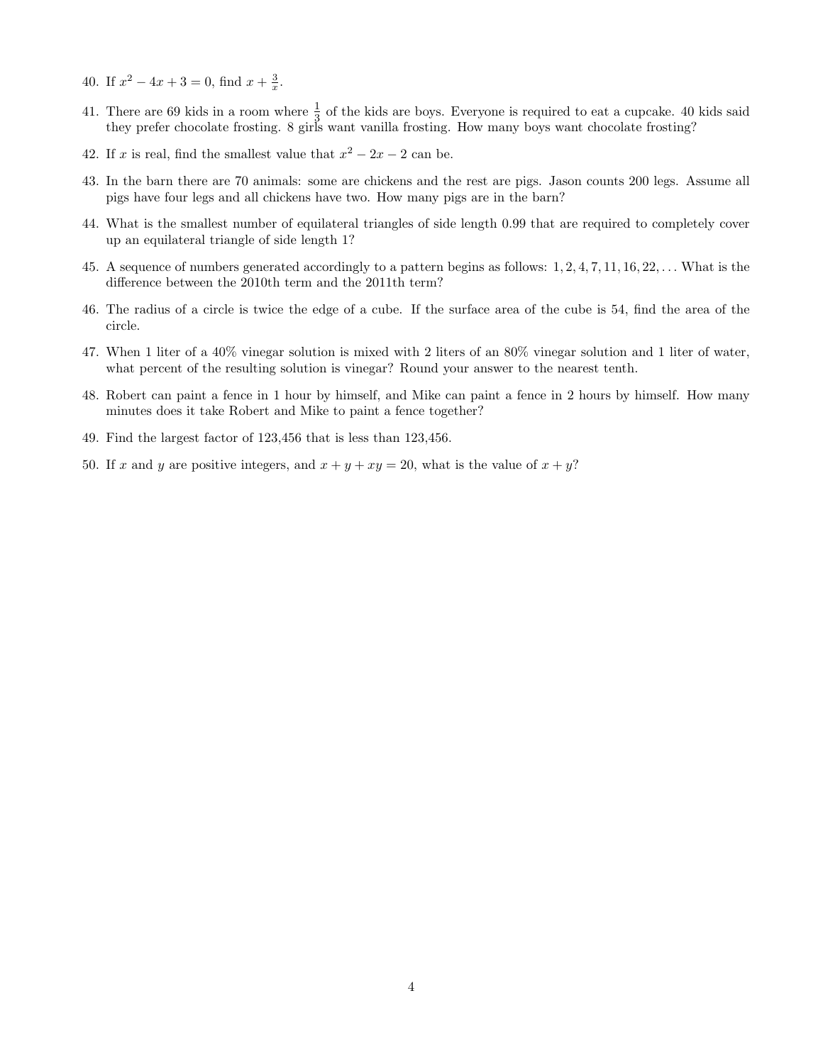40. If $x^2 - 4x + 3 = 0$, find $x + \frac{3}{x}$.

41. There are 69 kids in a room where $\frac{1}{3}$ of the kids are boys. Everyone is required to eat a cupcake. 40 kids said they prefer chocolate frosting. 8 girls want vanilla frosting. How many boys want chocolate frosting?

42. If $x$ is real, find the smallest value that $x^2 - 2x - 2$ can be.

43. In the barn there are 70 animals: some are chickens and the rest are pigs. Jason counts 200 legs. Assume all pigs have four legs and all chickens have two. How many pigs are in the barn?

44. What is the smallest number of equilateral triangles of side length 0.99 that are required to completely cover up an equilateral triangle of side length 1?

45. A sequence of numbers generated accordingly to a pattern begins as follows: $1, 2, 4, 7, 11, 16, 22, \ldots$ What is the difference between the 2010th term and the 2011th term?

46. The radius of a circle is twice the edge of a cube. If the surface area of the cube is 54, find the area of the circle.

47. When 1 liter of a 40% vinegar solution is mixed with 2 liters of an 80% vinegar solution and 1 liter of water, what percent of the resulting solution is vinegar? Round your answer to the nearest tenth.

48. Robert can paint a fence in 1 hour by himself, and Mike can paint a fence in 2 hours by himself. How many minutes does it take Robert and Mike to paint a fence together?

49. Find the largest factor of 123,456 that is less than 123,456.

50. If $x$ and $y$ are positive integers, and $x + y + xy = 20$, what is the value of $x + y$?